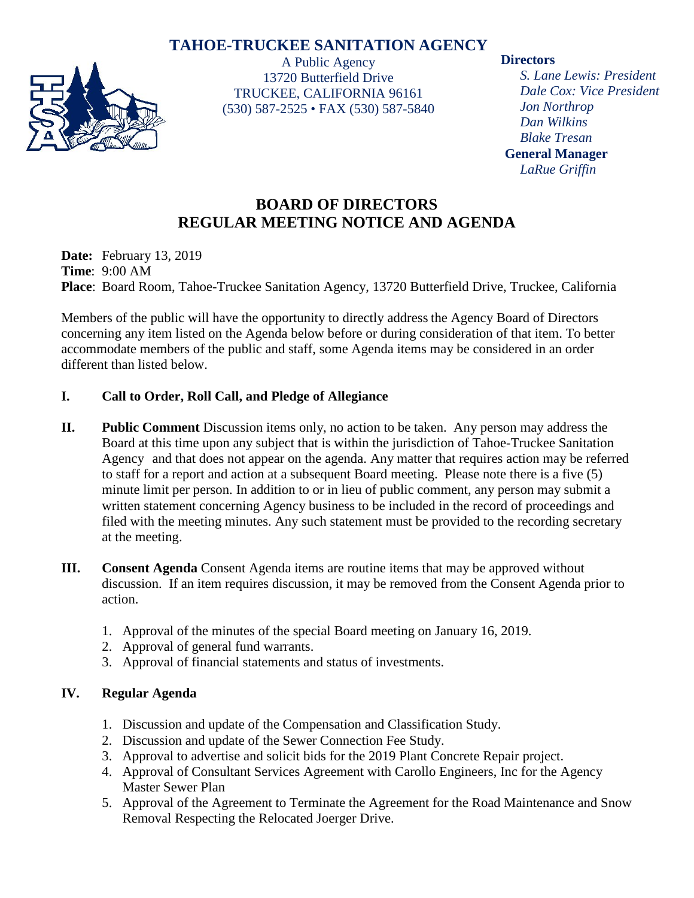# TAHOE-TRUCKEE SANITATION AGENCY

A Public Agency
13720 Butterfield Drive
TRUCKEE, CALIFORNIA 96161
(530) 587-2525 • FAX (530) 587-5840

**Directors**
*S. Lane Lewis: President*
*Dale Cox: Vice President*
*Jon Northrop*
*Dan Wilkins*
*Blake Tresan*

**General Manager**
*LaRue Griffin*

## BOARD OF DIRECTORS
## REGULAR MEETING NOTICE AND AGENDA

**Date:** February 13, 2019
**Time**: 9:00 AM
**Place**: Board Room, Tahoe-Truckee Sanitation Agency, 13720 Butterfield Drive, Truckee, California

Members of the public will have the opportunity to directly address the Agency Board of Directors concerning any item listed on the Agenda below before or during consideration of that item. To better accommodate members of the public and staff, some Agenda items may be considered in an order different than listed below.

**I. Call to Order, Roll Call, and Pledge of Allegiance**

**II. Public Comment** Discussion items only, no action to be taken. Any person may address the Board at this time upon any subject that is within the jurisdiction of Tahoe-Truckee Sanitation Agency and that does not appear on the agenda. Any matter that requires action may be referred to staff for a report and action at a subsequent Board meeting. Please note there is a five (5) minute limit per person. In addition to or in lieu of public comment, any person may submit a written statement concerning Agency business to be included in the record of proceedings and filed with the meeting minutes. Any such statement must be provided to the recording secretary at the meeting.

**III. Consent Agenda** Consent Agenda items are routine items that may be approved without discussion. If an item requires discussion, it may be removed from the Consent Agenda prior to action.

1. Approval of the minutes of the special Board meeting on January 16, 2019.
2. Approval of general fund warrants.
3. Approval of financial statements and status of investments.

**IV. Regular Agenda**

1. Discussion and update of the Compensation and Classification Study.
2. Discussion and update of the Sewer Connection Fee Study.
3. Approval to advertise and solicit bids for the 2019 Plant Concrete Repair project.
4. Approval of Consultant Services Agreement with Carollo Engineers, Inc for the Agency Master Sewer Plan
5. Approval of the Agreement to Terminate the Agreement for the Road Maintenance and Snow Removal Respecting the Relocated Joerger Drive.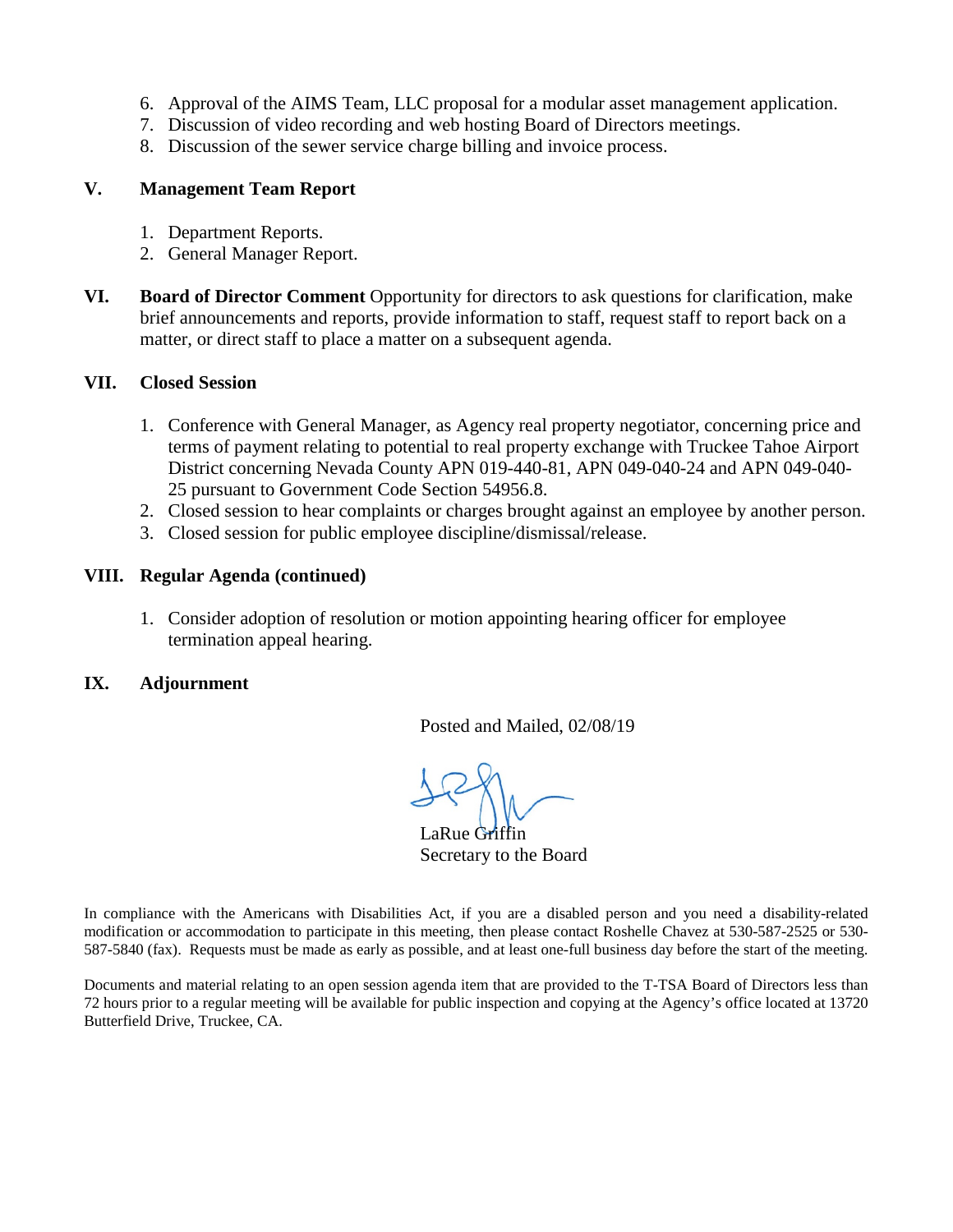6. Approval of the AIMS Team, LLC proposal for a modular asset management application.
7. Discussion of video recording and web hosting Board of Directors meetings.
8. Discussion of the sewer service charge billing and invoice process.

## V. Management Team Report

1. Department Reports.
2. General Manager Report.

## VI. Board of Director Comment

**Board of Director Comment** Opportunity for directors to ask questions for clarification, make brief announcements and reports, provide information to staff, request staff to report back on a matter, or direct staff to place a matter on a subsequent agenda.

## VII. Closed Session

1. Conference with General Manager, as Agency real property negotiator, concerning price and terms of payment relating to potential to real property exchange with Truckee Tahoe Airport District concerning Nevada County APN 019-440-81, APN 049-040-24 and APN 049-040-25 pursuant to Government Code Section 54956.8.
2. Closed session to hear complaints or charges brought against an employee by another person.
3. Closed session for public employee discipline/dismissal/release.

## VIII. Regular Agenda (continued)

1. Consider adoption of resolution or motion appointing hearing officer for employee termination appeal hearing.

## IX. Adjournment

Posted and Mailed, 02/08/19

LaRue Griffin
Secretary to the Board

In compliance with the Americans with Disabilities Act, if you are a disabled person and you need a disability-related modification or accommodation to participate in this meeting, then please contact Roshelle Chavez at 530-587-2525 or 530-587-5840 (fax). Requests must be made as early as possible, and at least one-full business day before the start of the meeting.

Documents and material relating to an open session agenda item that are provided to the T-TSA Board of Directors less than 72 hours prior to a regular meeting will be available for public inspection and copying at the Agency's office located at 13720 Butterfield Drive, Truckee, CA.